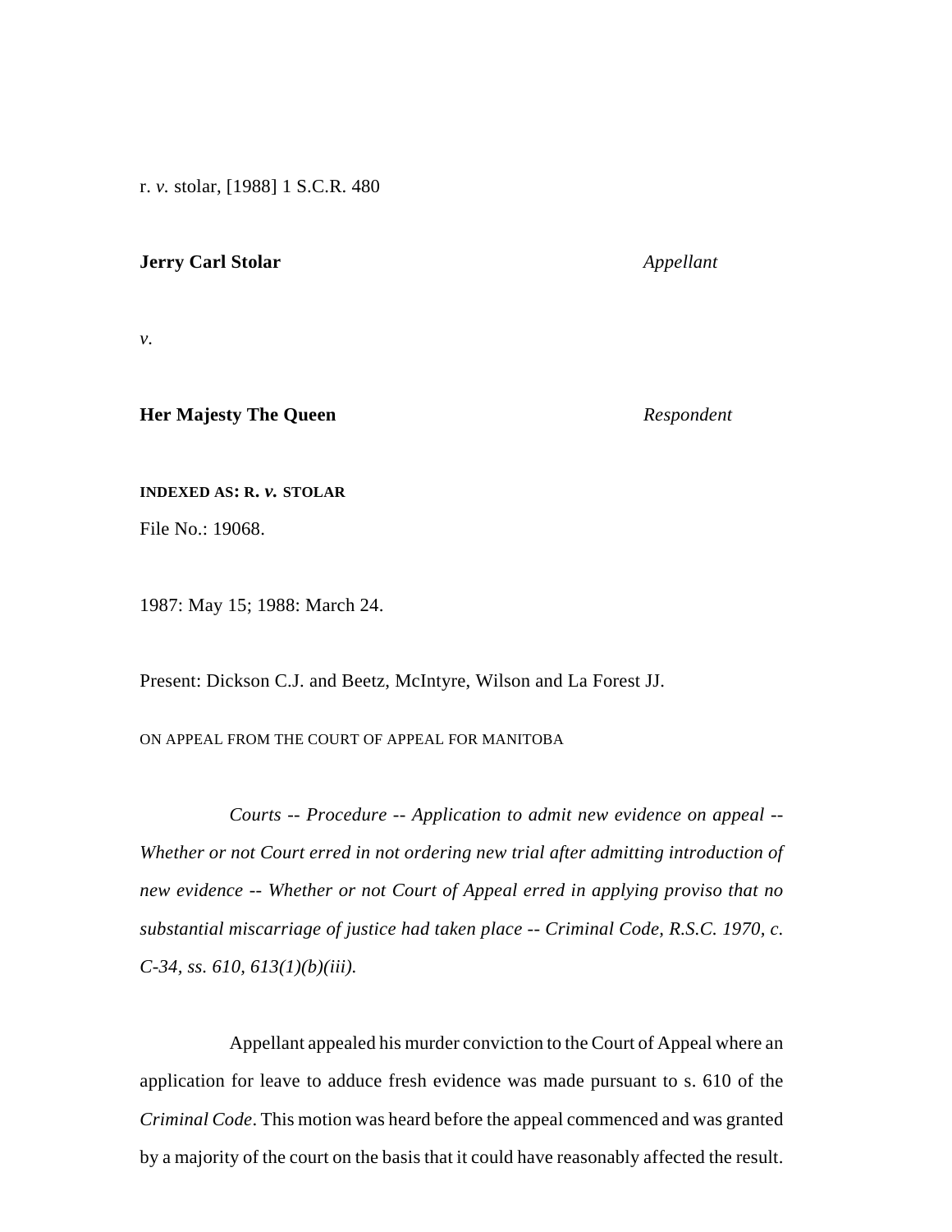r. *v.* stolar, [1988] 1 S.C.R. 480

**Jerry Carl Stolar** *Appellant*

*v.*

**Her Majesty The Queen** *Respondent*

**INDEXED AS: R. *v.* STOLAR**

File No.: 19068.

1987: May 15; 1988: March 24.

Present: Dickson C.J. and Beetz, McIntyre, Wilson and La Forest JJ.

ON APPEAL FROM THE COURT OF APPEAL FOR MANITOBA

*Courts -- Procedure -- Application to admit new evidence on appeal -- Whether or not Court erred in not ordering new trial after admitting introduction of new evidence -- Whether or not Court of Appeal erred in applying proviso that no substantial miscarriage of justice had taken place -- Criminal Code, R.S.C. 1970, c. C-34, ss. 610, 613(1)(b)(iii).*

Appellant appealed his murder conviction to the Court of Appeal where an application for leave to adduce fresh evidence was made pursuant to s. 610 of the *Criminal Code*. This motion was heard before the appeal commenced and was granted by a majority of the court on the basis that it could have reasonably affected the result.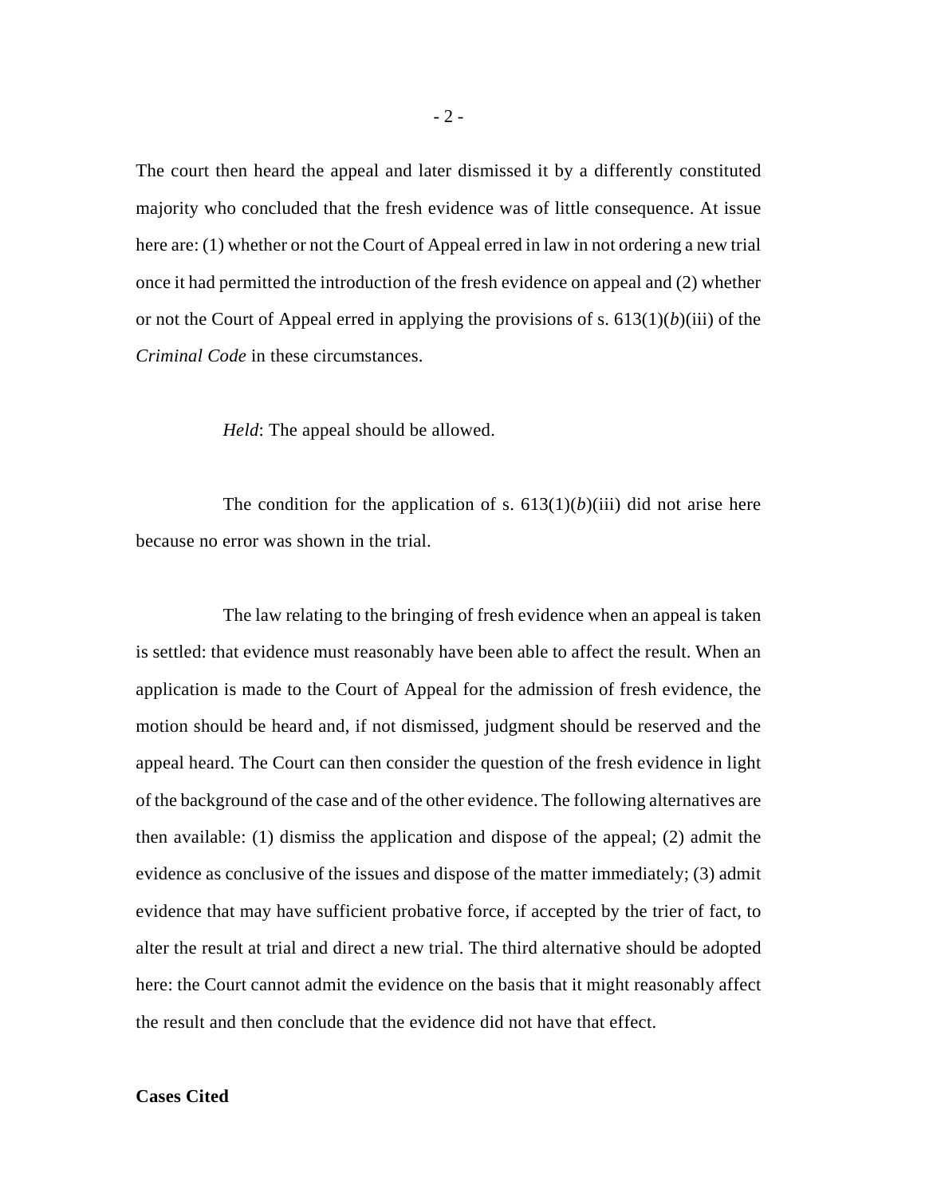The court then heard the appeal and later dismissed it by a differently constituted majority who concluded that the fresh evidence was of little consequence. At issue here are: (1) whether or not the Court of Appeal erred in law in not ordering a new trial once it had permitted the introduction of the fresh evidence on appeal and (2) whether or not the Court of Appeal erred in applying the provisions of s. 613(1)(*b*)(iii) of the *Criminal Code* in these circumstances.

*Held*: The appeal should be allowed.

The condition for the application of s. 613(1)(*b*)(iii) did not arise here because no error was shown in the trial.

The law relating to the bringing of fresh evidence when an appeal is taken is settled: that evidence must reasonably have been able to affect the result. When an application is made to the Court of Appeal for the admission of fresh evidence, the motion should be heard and, if not dismissed, judgment should be reserved and the appeal heard. The Court can then consider the question of the fresh evidence in light of the background of the case and of the other evidence. The following alternatives are then available: (1) dismiss the application and dispose of the appeal; (2) admit the evidence as conclusive of the issues and dispose of the matter immediately; (3) admit evidence that may have sufficient probative force, if accepted by the trier of fact, to alter the result at trial and direct a new trial. The third alternative should be adopted here: the Court cannot admit the evidence on the basis that it might reasonably affect the result and then conclude that the evidence did not have that effect.

**Cases Cited**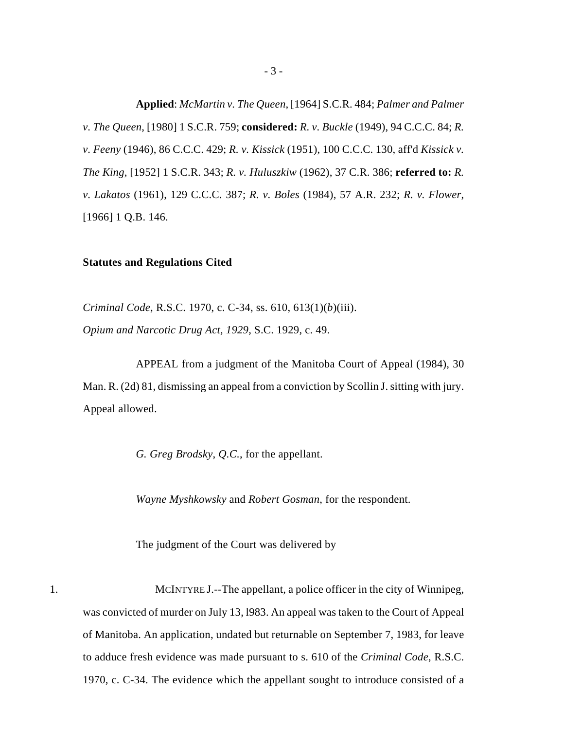**Applied**: *McMartin v. The Queen*, [1964] S.C.R. 484; *Palmer and Palmer v. The Queen*, [1980] 1 S.C.R. 759; **considered:** *R. v. Buckle* (1949), 94 C.C.C. 84; *R. v. Feeny* (1946), 86 C.C.C. 429; *R. v. Kissick* (1951), 100 C.C.C. 130, aff'd *Kissick v. The King*, [1952] 1 S.C.R. 343; *R. v. Huluszkiw* (1962), 37 C.R. 386; **referred to:** *R. v. Lakatos* (1961), 129 C.C.C. 387; *R. v. Boles* (1984), 57 A.R. 232; *R. v. Flower*, [1966] 1 Q.B. 146.

**Statutes and Regulations Cited**

*Criminal Code*, R.S.C. 1970, c. C-34, ss. 610, 613(1)(*b*)(iii).
*Opium and Narcotic Drug Act, 1929*, S.C. 1929, c. 49.

APPEAL from a judgment of the Manitoba Court of Appeal (1984), 30 Man. R. (2d) 81, dismissing an appeal from a conviction by Scollin J. sitting with jury. Appeal allowed.

*G. Greg Brodsky*, *Q.C.*, for the appellant.

*Wayne Myshkowsky* and *Robert Gosman*, for the respondent.

The judgment of the Court was delivered by

1. MCINTYRE J.--The appellant, a police officer in the city of Winnipeg, was convicted of murder on July 13, l983. An appeal was taken to the Court of Appeal of Manitoba. An application, undated but returnable on September 7, 1983, for leave to adduce fresh evidence was made pursuant to s. 610 of the *Criminal Code*, R.S.C. 1970, c. C-34. The evidence which the appellant sought to introduce consisted of a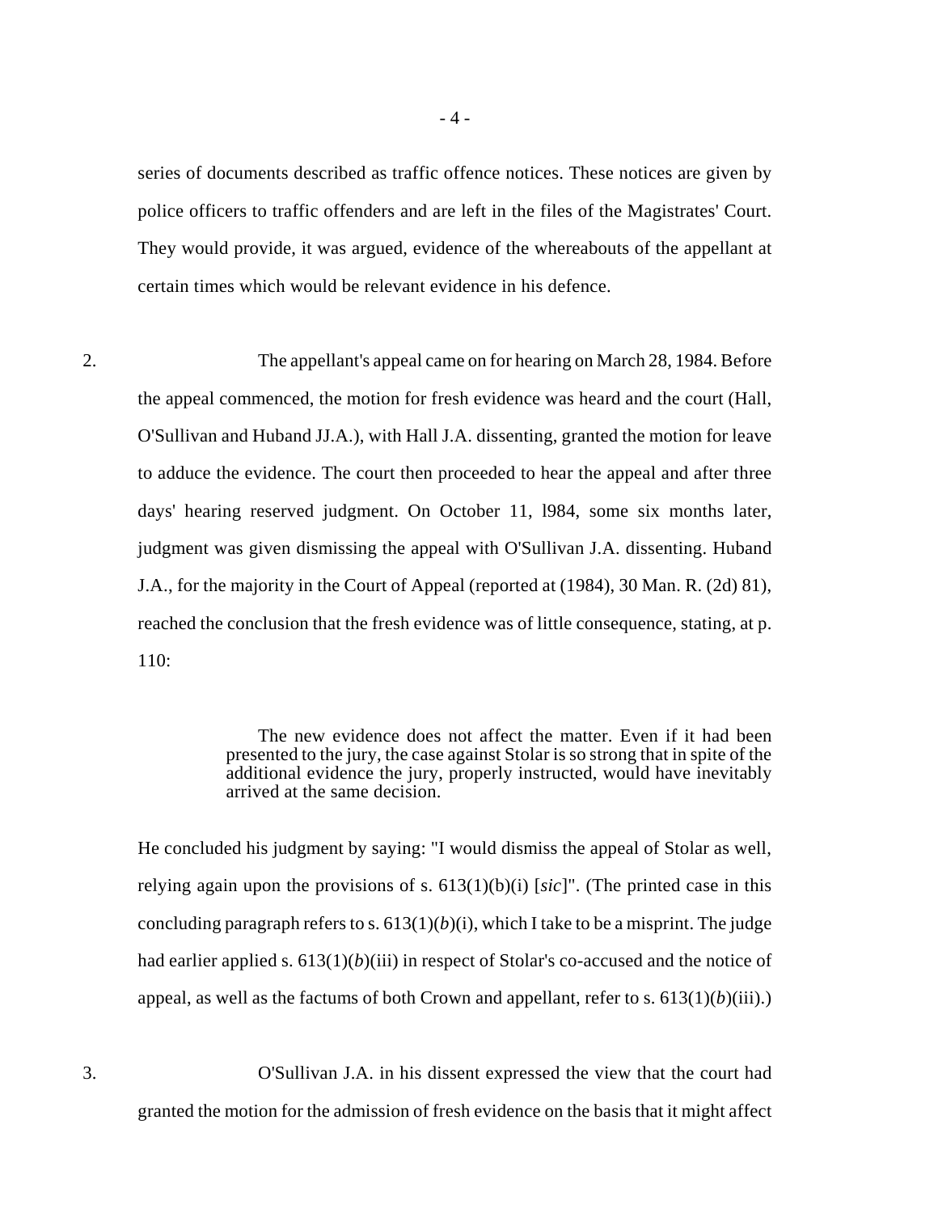series of documents described as traffic offence notices. These notices are given by police officers to traffic offenders and are left in the files of the Magistrates' Court. They would provide, it was argued, evidence of the whereabouts of the appellant at certain times which would be relevant evidence in his defence.

2. The appellant's appeal came on for hearing on March 28, 1984. Before the appeal commenced, the motion for fresh evidence was heard and the court (Hall, O'Sullivan and Huband JJ.A.), with Hall J.A. dissenting, granted the motion for leave to adduce the evidence. The court then proceeded to hear the appeal and after three days' hearing reserved judgment. On October 11, l984, some six months later, judgment was given dismissing the appeal with O'Sullivan J.A. dissenting. Huband J.A., for the majority in the Court of Appeal (reported at (1984), 30 Man. R. (2d) 81), reached the conclusion that the fresh evidence was of little consequence, stating, at p. 110:

> The new evidence does not affect the matter. Even if it had been presented to the jury, the case against Stolar is so strong that in spite of the additional evidence the jury, properly instructed, would have inevitably arrived at the same decision.

He concluded his judgment by saying: "I would dismiss the appeal of Stolar as well, relying again upon the provisions of s. 613(1)(b)(i) [*sic*]". (The printed case in this concluding paragraph refers to s. 613(1)(*b*)(i), which I take to be a misprint. The judge had earlier applied s. 613(1)(*b*)(iii) in respect of Stolar's co-accused and the notice of appeal, as well as the factums of both Crown and appellant, refer to s. 613(1)(*b*)(iii).)

3. O'Sullivan J.A. in his dissent expressed the view that the court had granted the motion for the admission of fresh evidence on the basis that it might affect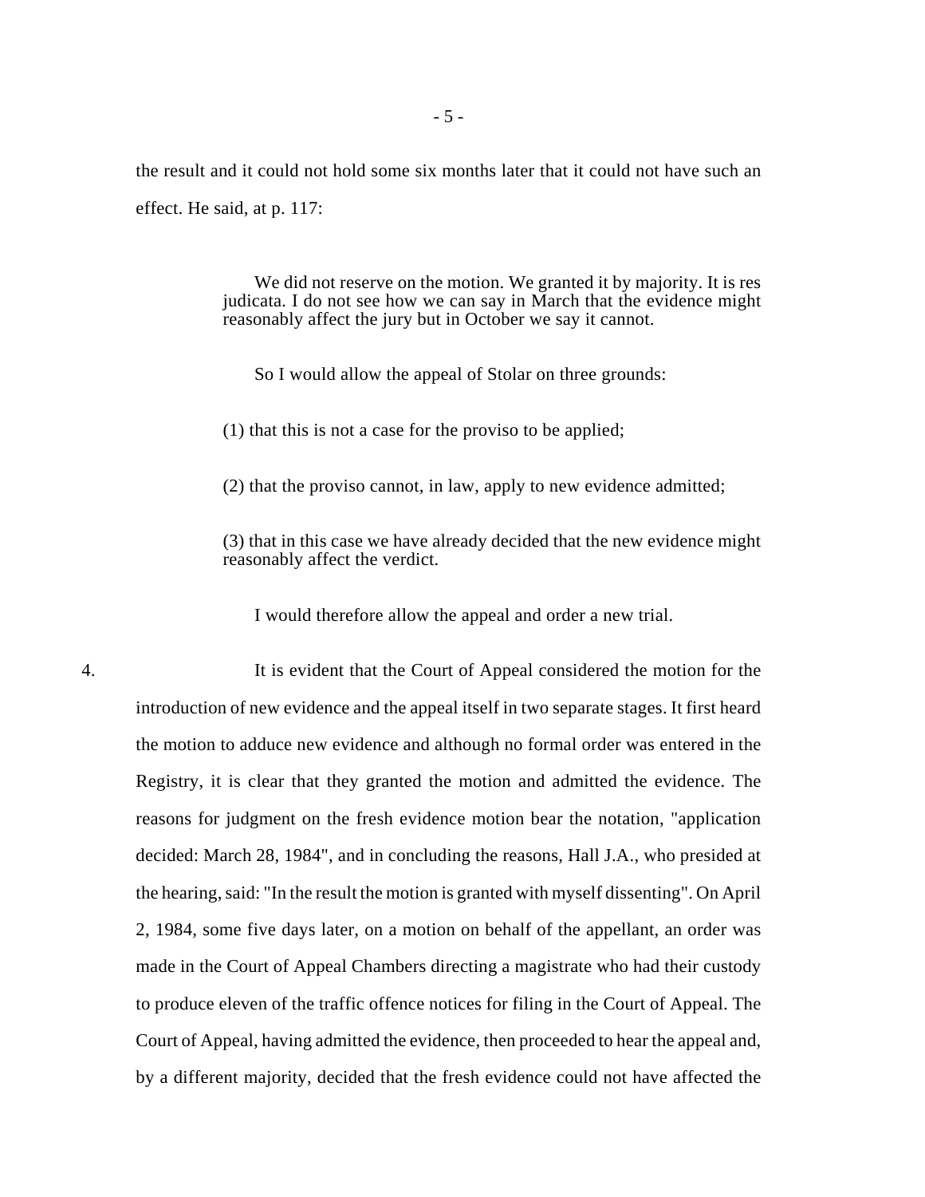the result and it could not hold some six months later that it could not have such an effect. He said, at p. 117:

> We did not reserve on the motion. We granted it by majority. It is res judicata. I do not see how we can say in March that the evidence might reasonably affect the jury but in October we say it cannot.
>
> So I would allow the appeal of Stolar on three grounds:
>
> (1) that this is not a case for the proviso to be applied;
>
> (2) that the proviso cannot, in law, apply to new evidence admitted;
>
> (3) that in this case we have already decided that the new evidence might reasonably affect the verdict.
>
> I would therefore allow the appeal and order a new trial.

4. It is evident that the Court of Appeal considered the motion for the introduction of new evidence and the appeal itself in two separate stages. It first heard the motion to adduce new evidence and although no formal order was entered in the Registry, it is clear that they granted the motion and admitted the evidence. The reasons for judgment on the fresh evidence motion bear the notation, "application decided: March 28, 1984", and in concluding the reasons, Hall J.A., who presided at the hearing, said: "In the result the motion is granted with myself dissenting". On April 2, 1984, some five days later, on a motion on behalf of the appellant, an order was made in the Court of Appeal Chambers directing a magistrate who had their custody to produce eleven of the traffic offence notices for filing in the Court of Appeal. The Court of Appeal, having admitted the evidence, then proceeded to hear the appeal and, by a different majority, decided that the fresh evidence could not have affected the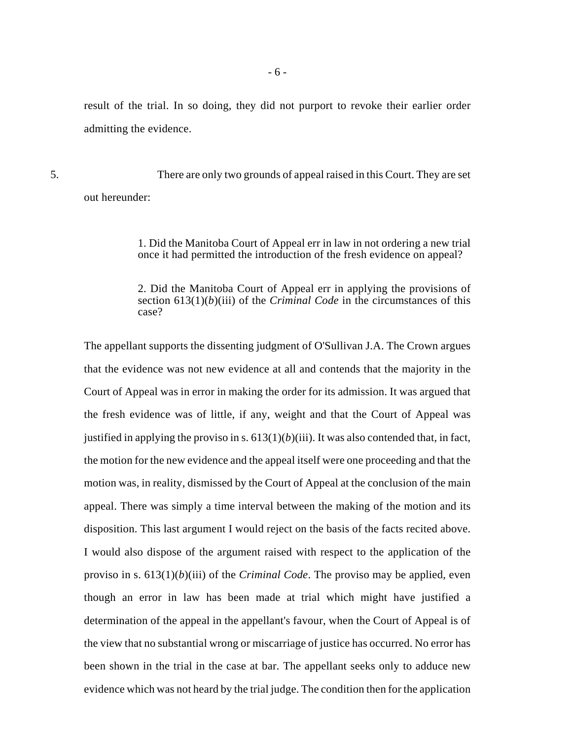result of the trial. In so doing, they did not purport to revoke their earlier order admitting the evidence.

5. There are only two grounds of appeal raised in this Court. They are set out hereunder:

> 1. Did the Manitoba Court of Appeal err in law in not ordering a new trial once it had permitted the introduction of the fresh evidence on appeal?
>
> 2. Did the Manitoba Court of Appeal err in applying the provisions of section 613(1)(*b*)(iii) of the *Criminal Code* in the circumstances of this case?

The appellant supports the dissenting judgment of O'Sullivan J.A. The Crown argues that the evidence was not new evidence at all and contends that the majority in the Court of Appeal was in error in making the order for its admission. It was argued that the fresh evidence was of little, if any, weight and that the Court of Appeal was justified in applying the proviso in s. 613(1)(*b*)(iii). It was also contended that, in fact, the motion for the new evidence and the appeal itself were one proceeding and that the motion was, in reality, dismissed by the Court of Appeal at the conclusion of the main appeal. There was simply a time interval between the making of the motion and its disposition. This last argument I would reject on the basis of the facts recited above. I would also dispose of the argument raised with respect to the application of the proviso in s. 613(1)(*b*)(iii) of the *Criminal Code*. The proviso may be applied, even though an error in law has been made at trial which might have justified a determination of the appeal in the appellant's favour, when the Court of Appeal is of the view that no substantial wrong or miscarriage of justice has occurred. No error has been shown in the trial in the case at bar. The appellant seeks only to adduce new evidence which was not heard by the trial judge. The condition then for the application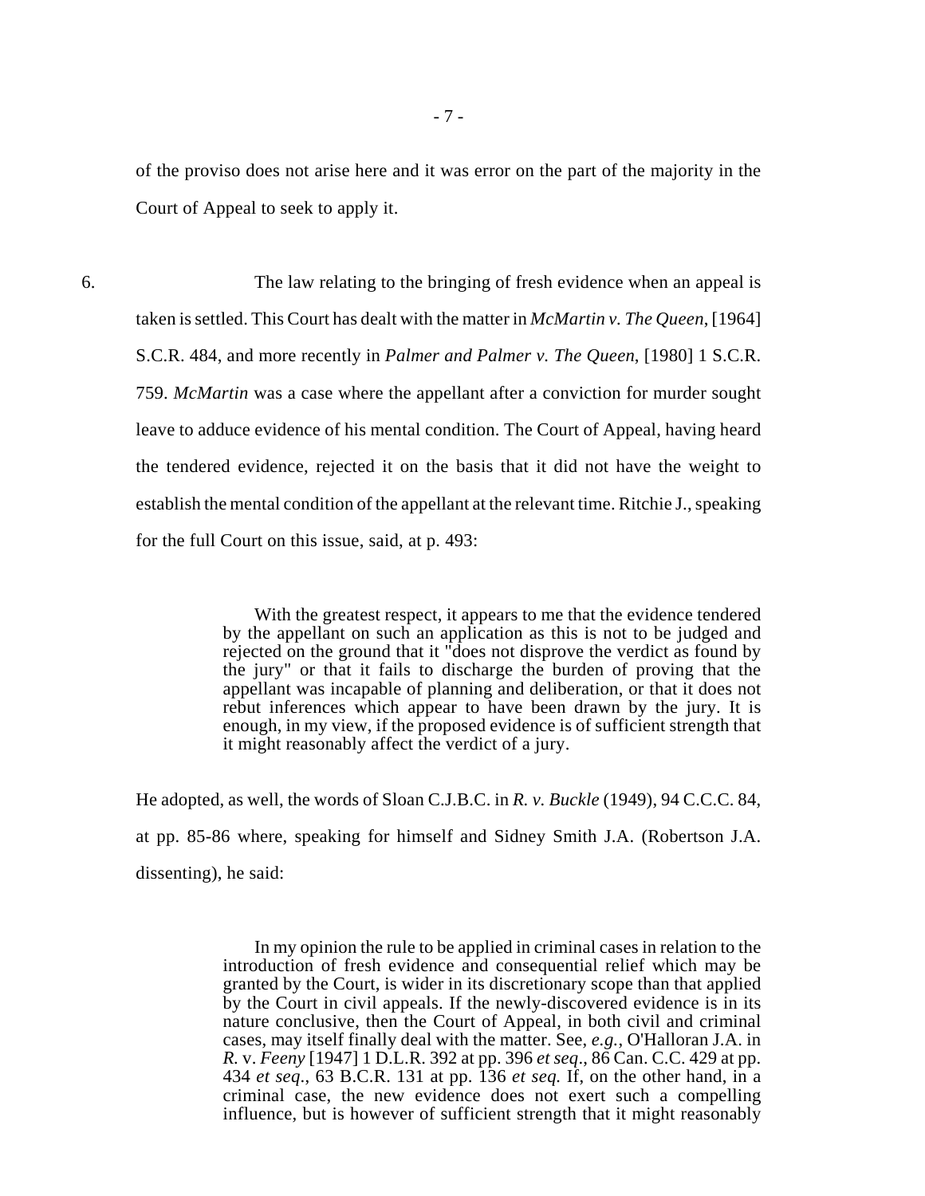of the proviso does not arise here and it was error on the part of the majority in the Court of Appeal to seek to apply it.

6. The law relating to the bringing of fresh evidence when an appeal is taken is settled. This Court has dealt with the matter in *McMartin v. The Queen*, [1964] S.C.R. 484, and more recently in *Palmer and Palmer v. The Queen*, [1980] 1 S.C.R. 759. *McMartin* was a case where the appellant after a conviction for murder sought leave to adduce evidence of his mental condition. The Court of Appeal, having heard the tendered evidence, rejected it on the basis that it did not have the weight to establish the mental condition of the appellant at the relevant time. Ritchie J., speaking for the full Court on this issue, said, at p. 493:

> With the greatest respect, it appears to me that the evidence tendered by the appellant on such an application as this is not to be judged and rejected on the ground that it "does not disprove the verdict as found by the jury" or that it fails to discharge the burden of proving that the appellant was incapable of planning and deliberation, or that it does not rebut inferences which appear to have been drawn by the jury. It is enough, in my view, if the proposed evidence is of sufficient strength that it might reasonably affect the verdict of a jury.

He adopted, as well, the words of Sloan C.J.B.C. in *R. v. Buckle* (1949), 94 C.C.C. 84, at pp. 85-86 where, speaking for himself and Sidney Smith J.A. (Robertson J.A. dissenting), he said:

> In my opinion the rule to be applied in criminal cases in relation to the introduction of fresh evidence and consequential relief which may be granted by the Court, is wider in its discretionary scope than that applied by the Court in civil appeals. If the newly-discovered evidence is in its nature conclusive, then the Court of Appeal, in both civil and criminal cases, may itself finally deal with the matter. See, *e.g.*, O'Halloran J.A. in *R.* v. *Feeny* [1947] 1 D.L.R. 392 at pp. 396 *et seq*., 86 Can. C.C. 429 at pp. 434 *et seq*., 63 B.C.R. 131 at pp. 136 *et seq.* If, on the other hand, in a criminal case, the new evidence does not exert such a compelling influence, but is however of sufficient strength that it might reasonably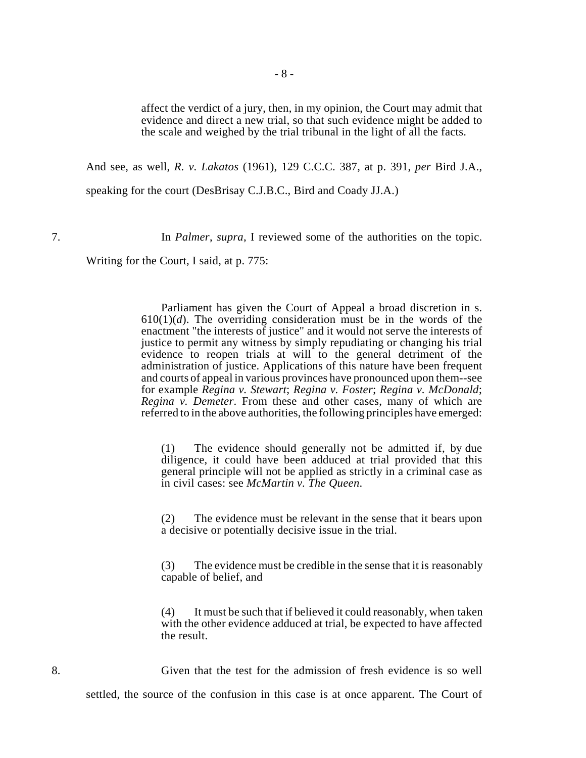> affect the verdict of a jury, then, in my opinion, the Court may admit that evidence and direct a new trial, so that such evidence might be added to the scale and weighed by the trial tribunal in the light of all the facts.

And see, as well, *R. v. Lakatos* (1961), 129 C.C.C. 387, at p. 391, *per* Bird J.A., speaking for the court (DesBrisay C.J.B.C., Bird and Coady JJ.A.)

7. In *Palmer*, *supra*, I reviewed some of the authorities on the topic. Writing for the Court, I said, at p. 775:

> Parliament has given the Court of Appeal a broad discretion in s. 610(1)(*d*). The overriding consideration must be in the words of the enactment "the interests of justice" and it would not serve the interests of justice to permit any witness by simply repudiating or changing his trial evidence to reopen trials at will to the general detriment of the administration of justice. Applications of this nature have been frequent and courts of appeal in various provinces have pronounced upon them--see for example *Regina v. Stewart*; *Regina v. Foster*; *Regina v. McDonald*; *Regina v. Demeter*. From these and other cases, many of which are referred to in the above authorities, the following principles have emerged:
>
> (1) The evidence should generally not be admitted if, by due diligence, it could have been adduced at trial provided that this general principle will not be applied as strictly in a criminal case as in civil cases: see *McMartin v. The Queen*.
>
> (2) The evidence must be relevant in the sense that it bears upon a decisive or potentially decisive issue in the trial.
>
> (3) The evidence must be credible in the sense that it is reasonably capable of belief, and
>
> (4) It must be such that if believed it could reasonably, when taken with the other evidence adduced at trial, be expected to have affected the result.

8. Given that the test for the admission of fresh evidence is so well settled, the source of the confusion in this case is at once apparent. The Court of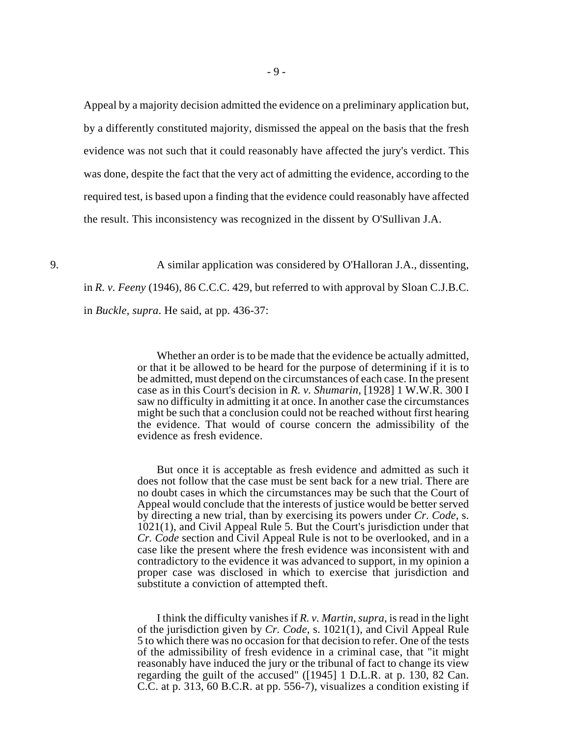Appeal by a majority decision admitted the evidence on a preliminary application but, by a differently constituted majority, dismissed the appeal on the basis that the fresh evidence was not such that it could reasonably have affected the jury's verdict. This was done, despite the fact that the very act of admitting the evidence, according to the required test, is based upon a finding that the evidence could reasonably have affected the result. This inconsistency was recognized in the dissent by O'Sullivan J.A.

9. A similar application was considered by O'Halloran J.A., dissenting, in *R. v. Feeny* (1946), 86 C.C.C. 429, but referred to with approval by Sloan C.J.B.C. in *Buckle*, *supra*. He said, at pp. 436-37:

> Whether an order is to be made that the evidence be actually admitted, or that it be allowed to be heard for the purpose of determining if it is to be admitted, must depend on the circumstances of each case. In the present case as in this Court's decision in *R. v. Shumarin*, [1928] 1 W.W.R. 300 I saw no difficulty in admitting it at once. In another case the circumstances might be such that a conclusion could not be reached without first hearing the evidence. That would of course concern the admissibility of the evidence as fresh evidence.
>
> But once it is acceptable as fresh evidence and admitted as such it does not follow that the case must be sent back for a new trial. There are no doubt cases in which the circumstances may be such that the Court of Appeal would conclude that the interests of justice would be better served by directing a new trial, than by exercising its powers under *Cr. Code*, s. 1021(1), and Civil Appeal Rule 5. But the Court's jurisdiction under that *Cr. Code* section and Civil Appeal Rule is not to be overlooked, and in a case like the present where the fresh evidence was inconsistent with and contradictory to the evidence it was advanced to support, in my opinion a proper case was disclosed in which to exercise that jurisdiction and substitute a conviction of attempted theft.
>
> I think the difficulty vanishes if *R. v. Martin*, *supra*, is read in the light of the jurisdiction given by *Cr. Code*, s. 1021(1), and Civil Appeal Rule 5 to which there was no occasion for that decision to refer. One of the tests of the admissibility of fresh evidence in a criminal case, that "it might reasonably have induced the jury or the tribunal of fact to change its view regarding the guilt of the accused" ([1945] 1 D.L.R. at p. 130, 82 Can. C.C. at p. 313, 60 B.C.R. at pp. 556-7), visualizes a condition existing if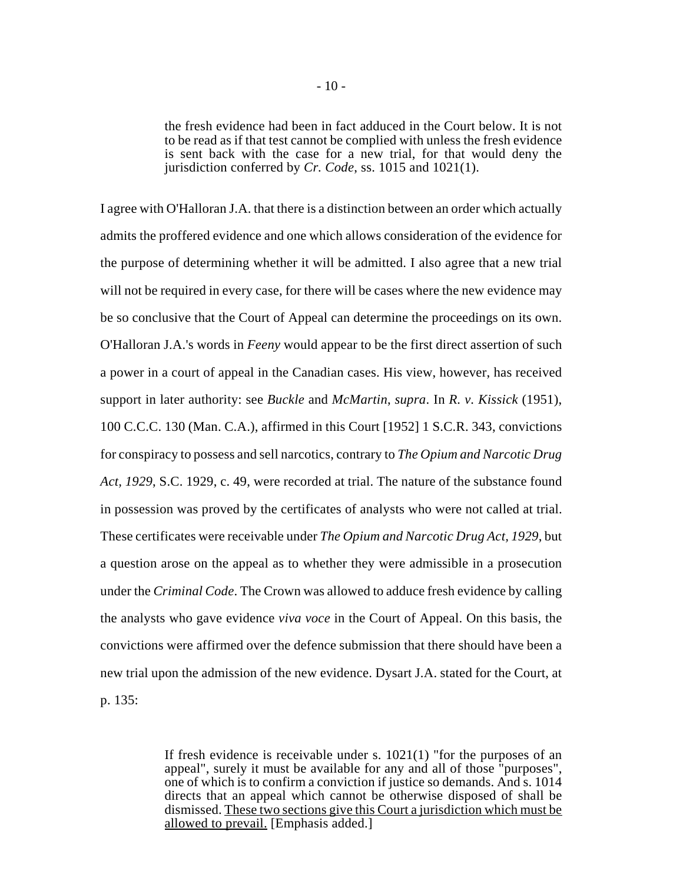> the fresh evidence had been in fact adduced in the Court below. It is not to be read as if that test cannot be complied with unless the fresh evidence is sent back with the case for a new trial, for that would deny the jurisdiction conferred by *Cr. Code*, ss. 1015 and 1021(1).

I agree with O'Halloran J.A. that there is a distinction between an order which actually admits the proffered evidence and one which allows consideration of the evidence for the purpose of determining whether it will be admitted. I also agree that a new trial will not be required in every case, for there will be cases where the new evidence may be so conclusive that the Court of Appeal can determine the proceedings on its own. O'Halloran J.A.'s words in *Feeny* would appear to be the first direct assertion of such a power in a court of appeal in the Canadian cases. His view, however, has received support in later authority: see *Buckle* and *McMartin*, *supra*. In *R. v. Kissick* (1951), 100 C.C.C. 130 (Man. C.A.), affirmed in this Court [1952] 1 S.C.R. 343, convictions for conspiracy to possess and sell narcotics, contrary to *The Opium and Narcotic Drug Act, 1929*, S.C. 1929, c. 49, were recorded at trial. The nature of the substance found in possession was proved by the certificates of analysts who were not called at trial. These certificates were receivable under *The Opium and Narcotic Drug Act, 1929*, but a question arose on the appeal as to whether they were admissible in a prosecution under the *Criminal Code*. The Crown was allowed to adduce fresh evidence by calling the analysts who gave evidence *viva voce* in the Court of Appeal. On this basis, the convictions were affirmed over the defence submission that there should have been a new trial upon the admission of the new evidence. Dysart J.A. stated for the Court, at p. 135:

> If fresh evidence is receivable under s. 1021(1) "for the purposes of an appeal", surely it must be available for any and all of those "purposes", one of which is to confirm a conviction if justice so demands. And s. 1014 directs that an appeal which cannot be otherwise disposed of shall be dismissed. <u>These two sections give this Court a jurisdiction which must be allowed to prevail.</u> [Emphasis added.]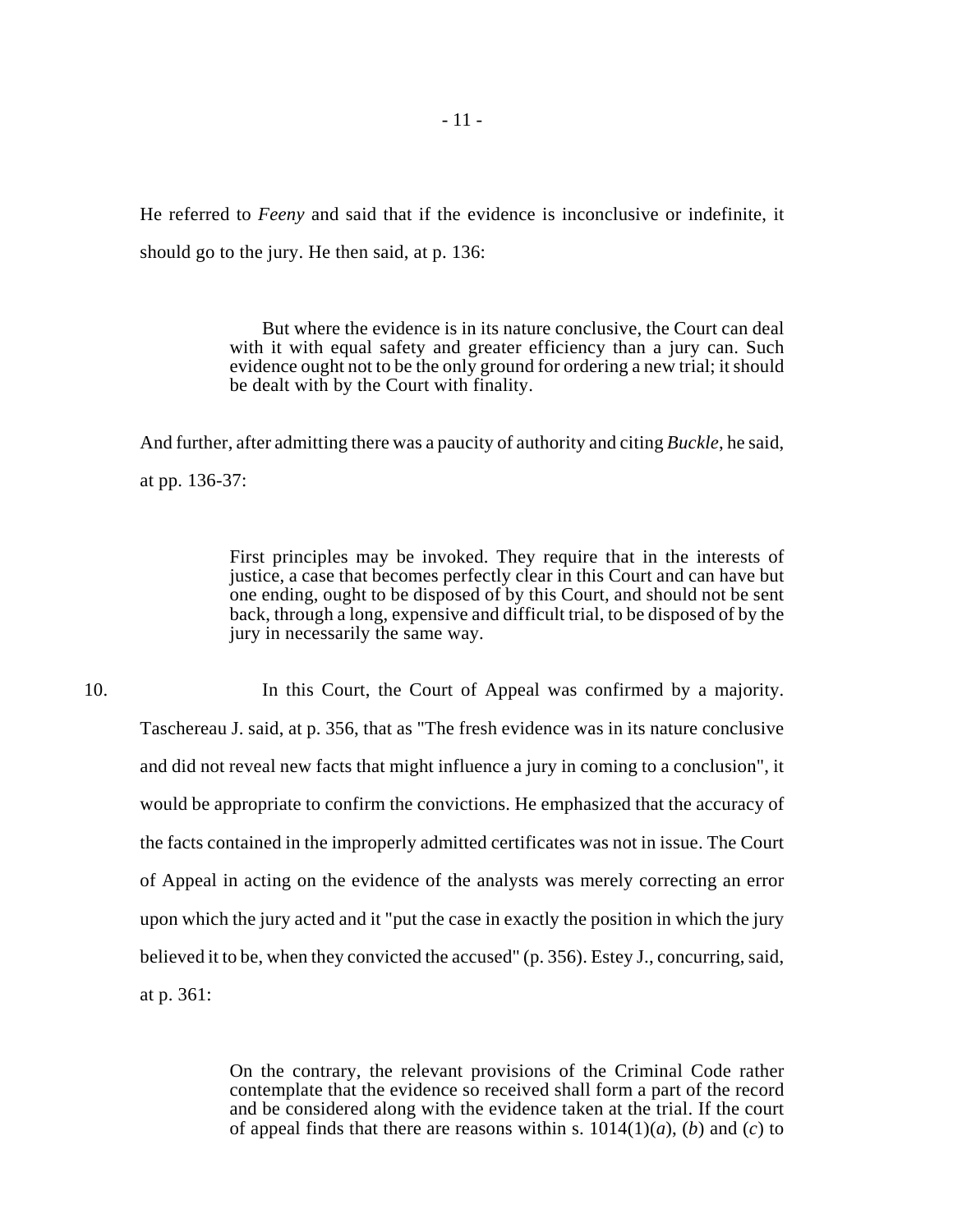He referred to *Feeny* and said that if the evidence is inconclusive or indefinite, it should go to the jury. He then said, at p. 136:

> But where the evidence is in its nature conclusive, the Court can deal with it with equal safety and greater efficiency than a jury can. Such evidence ought not to be the only ground for ordering a new trial; it should be dealt with by the Court with finality.

And further, after admitting there was a paucity of authority and citing *Buckle*, he said, at pp. 136-37:

> First principles may be invoked. They require that in the interests of justice, a case that becomes perfectly clear in this Court and can have but one ending, ought to be disposed of by this Court, and should not be sent back, through a long, expensive and difficult trial, to be disposed of by the jury in necessarily the same way.

10. In this Court, the Court of Appeal was confirmed by a majority. Taschereau J. said, at p. 356, that as "The fresh evidence was in its nature conclusive and did not reveal new facts that might influence a jury in coming to a conclusion", it would be appropriate to confirm the convictions. He emphasized that the accuracy of the facts contained in the improperly admitted certificates was not in issue. The Court of Appeal in acting on the evidence of the analysts was merely correcting an error upon which the jury acted and it "put the case in exactly the position in which the jury believed it to be, when they convicted the accused" (p. 356). Estey J., concurring, said, at p. 361:

> On the contrary, the relevant provisions of the Criminal Code rather contemplate that the evidence so received shall form a part of the record and be considered along with the evidence taken at the trial. If the court of appeal finds that there are reasons within s. 1014(1)(*a*), (*b*) and (*c*) to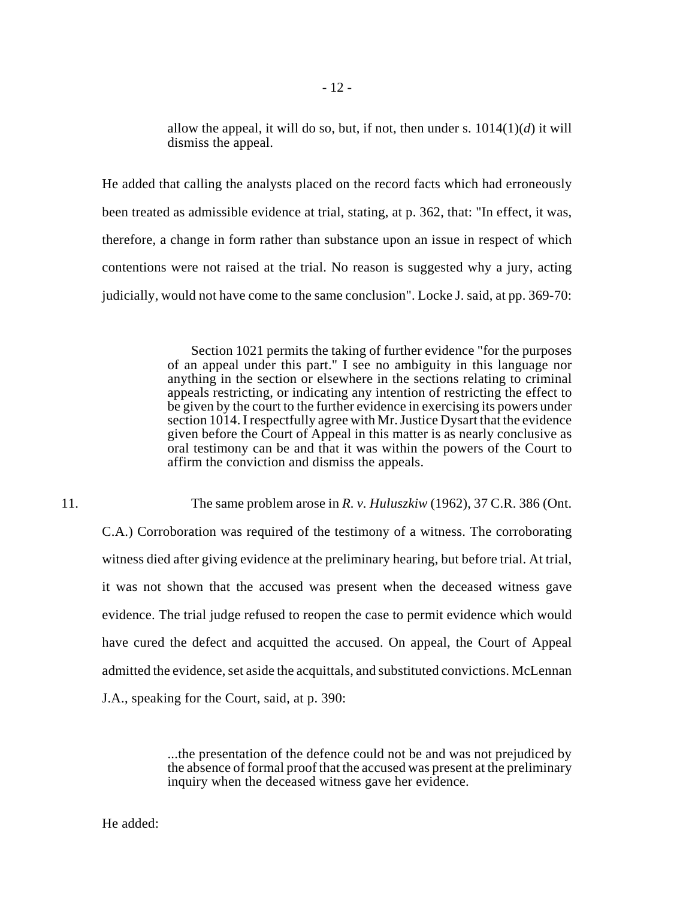> allow the appeal, it will do so, but, if not, then under s. 1014(1)(*d*) it will dismiss the appeal.

He added that calling the analysts placed on the record facts which had erroneously been treated as admissible evidence at trial, stating, at p. 362, that: "In effect, it was, therefore, a change in form rather than substance upon an issue in respect of which contentions were not raised at the trial. No reason is suggested why a jury, acting judicially, would not have come to the same conclusion". Locke J. said, at pp. 369-70:

> Section 1021 permits the taking of further evidence "for the purposes of an appeal under this part." I see no ambiguity in this language nor anything in the section or elsewhere in the sections relating to criminal appeals restricting, or indicating any intention of restricting the effect to be given by the court to the further evidence in exercising its powers under section 1014. I respectfully agree with Mr. Justice Dysart that the evidence given before the Court of Appeal in this matter is as nearly conclusive as oral testimony can be and that it was within the powers of the Court to affirm the conviction and dismiss the appeals.

11. The same problem arose in *R. v. Huluszkiw* (1962), 37 C.R. 386 (Ont. C.A.) Corroboration was required of the testimony of a witness. The corroborating witness died after giving evidence at the preliminary hearing, but before trial. At trial, it was not shown that the accused was present when the deceased witness gave evidence. The trial judge refused to reopen the case to permit evidence which would have cured the defect and acquitted the accused. On appeal, the Court of Appeal admitted the evidence, set aside the acquittals, and substituted convictions. McLennan J.A., speaking for the Court, said, at p. 390:

> ...the presentation of the defence could not be and was not prejudiced by the absence of formal proof that the accused was present at the preliminary inquiry when the deceased witness gave her evidence.

He added: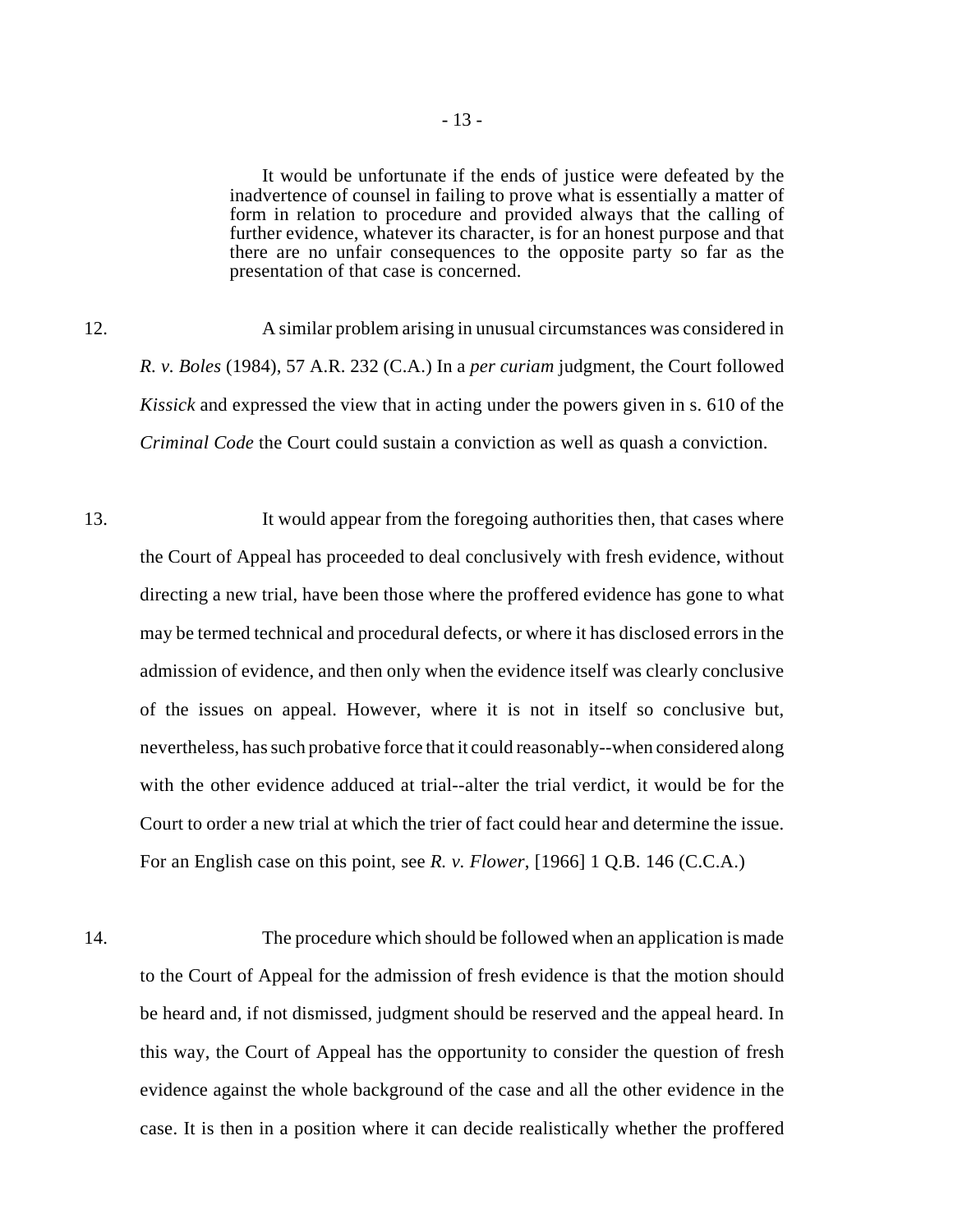> It would be unfortunate if the ends of justice were defeated by the inadvertence of counsel in failing to prove what is essentially a matter of form in relation to procedure and provided always that the calling of further evidence, whatever its character, is for an honest purpose and that there are no unfair consequences to the opposite party so far as the presentation of that case is concerned.

12. A similar problem arising in unusual circumstances was considered in *R. v. Boles* (1984), 57 A.R. 232 (C.A.) In a *per curiam* judgment, the Court followed *Kissick* and expressed the view that in acting under the powers given in s. 610 of the *Criminal Code* the Court could sustain a conviction as well as quash a conviction.

13. It would appear from the foregoing authorities then, that cases where the Court of Appeal has proceeded to deal conclusively with fresh evidence, without directing a new trial, have been those where the proffered evidence has gone to what may be termed technical and procedural defects, or where it has disclosed errors in the admission of evidence, and then only when the evidence itself was clearly conclusive of the issues on appeal. However, where it is not in itself so conclusive but, nevertheless, has such probative force that it could reasonably--when considered along with the other evidence adduced at trial--alter the trial verdict, it would be for the Court to order a new trial at which the trier of fact could hear and determine the issue. For an English case on this point, see *R. v. Flower*, [1966] 1 Q.B. 146 (C.C.A.)

14. The procedure which should be followed when an application is made to the Court of Appeal for the admission of fresh evidence is that the motion should be heard and, if not dismissed, judgment should be reserved and the appeal heard. In this way, the Court of Appeal has the opportunity to consider the question of fresh evidence against the whole background of the case and all the other evidence in the case. It is then in a position where it can decide realistically whether the proffered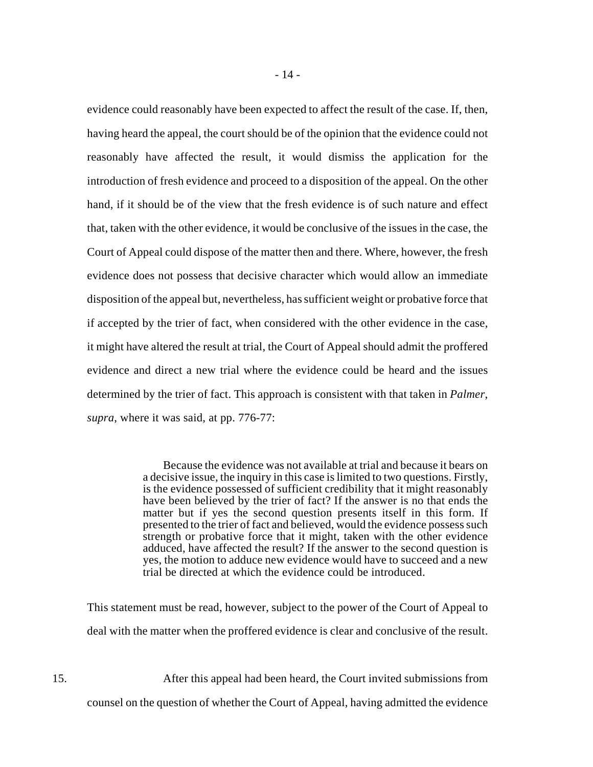evidence could reasonably have been expected to affect the result of the case. If, then, having heard the appeal, the court should be of the opinion that the evidence could not reasonably have affected the result, it would dismiss the application for the introduction of fresh evidence and proceed to a disposition of the appeal. On the other hand, if it should be of the view that the fresh evidence is of such nature and effect that, taken with the other evidence, it would be conclusive of the issues in the case, the Court of Appeal could dispose of the matter then and there. Where, however, the fresh evidence does not possess that decisive character which would allow an immediate disposition of the appeal but, nevertheless, has sufficient weight or probative force that if accepted by the trier of fact, when considered with the other evidence in the case, it might have altered the result at trial, the Court of Appeal should admit the proffered evidence and direct a new trial where the evidence could be heard and the issues determined by the trier of fact. This approach is consistent with that taken in *Palmer*, *supra*, where it was said, at pp. 776-77:

> Because the evidence was not available at trial and because it bears on a decisive issue, the inquiry in this case is limited to two questions. Firstly, is the evidence possessed of sufficient credibility that it might reasonably have been believed by the trier of fact? If the answer is no that ends the matter but if yes the second question presents itself in this form. If presented to the trier of fact and believed, would the evidence possess such strength or probative force that it might, taken with the other evidence adduced, have affected the result? If the answer to the second question is yes, the motion to adduce new evidence would have to succeed and a new trial be directed at which the evidence could be introduced.

This statement must be read, however, subject to the power of the Court of Appeal to deal with the matter when the proffered evidence is clear and conclusive of the result.

15. After this appeal had been heard, the Court invited submissions from counsel on the question of whether the Court of Appeal, having admitted the evidence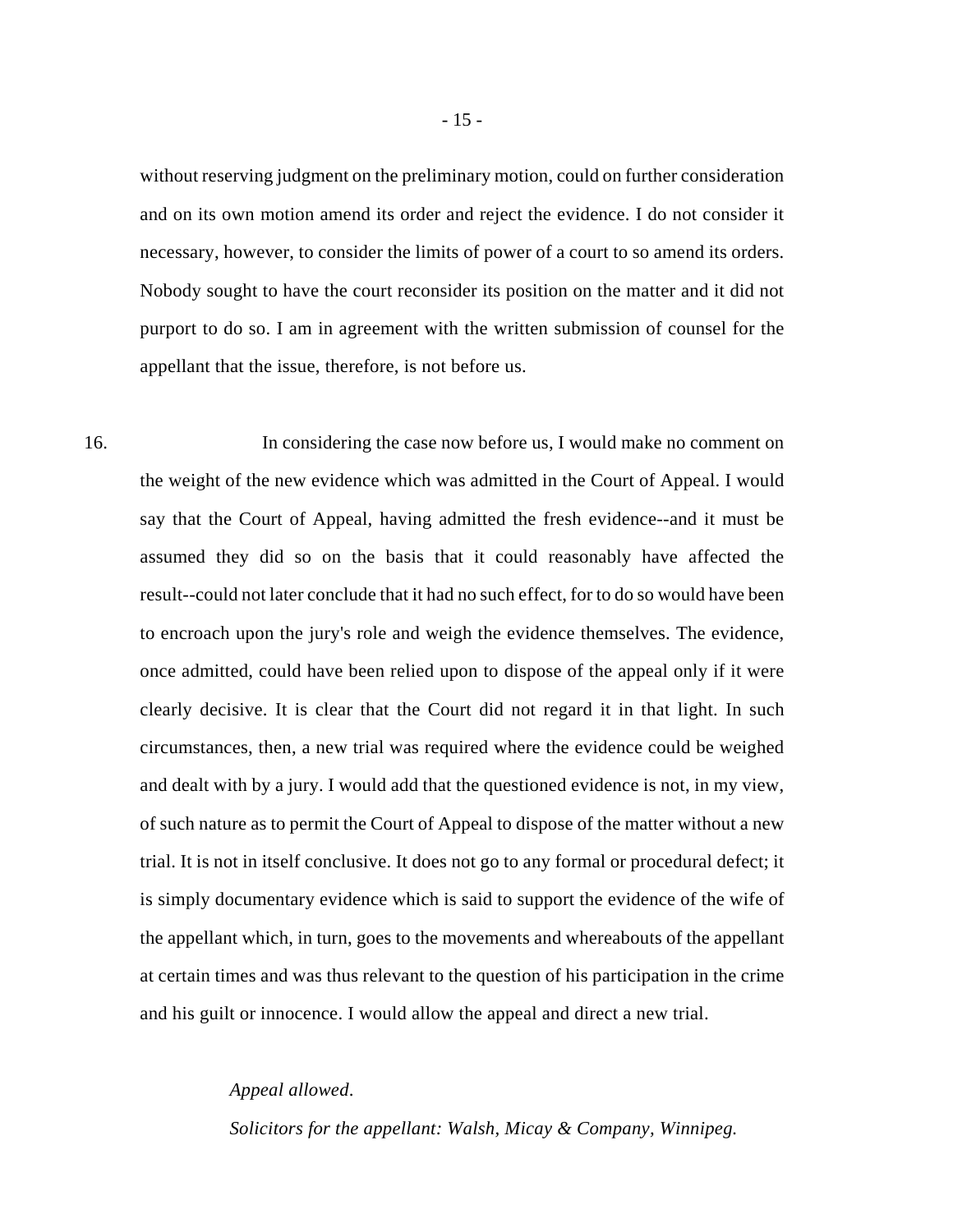without reserving judgment on the preliminary motion, could on further consideration and on its own motion amend its order and reject the evidence. I do not consider it necessary, however, to consider the limits of power of a court to so amend its orders. Nobody sought to have the court reconsider its position on the matter and it did not purport to do so. I am in agreement with the written submission of counsel for the appellant that the issue, therefore, is not before us.

16. In considering the case now before us, I would make no comment on the weight of the new evidence which was admitted in the Court of Appeal. I would say that the Court of Appeal, having admitted the fresh evidence--and it must be assumed they did so on the basis that it could reasonably have affected the result--could not later conclude that it had no such effect, for to do so would have been to encroach upon the jury's role and weigh the evidence themselves. The evidence, once admitted, could have been relied upon to dispose of the appeal only if it were clearly decisive. It is clear that the Court did not regard it in that light. In such circumstances, then, a new trial was required where the evidence could be weighed and dealt with by a jury. I would add that the questioned evidence is not, in my view, of such nature as to permit the Court of Appeal to dispose of the matter without a new trial. It is not in itself conclusive. It does not go to any formal or procedural defect; it is simply documentary evidence which is said to support the evidence of the wife of the appellant which, in turn, goes to the movements and whereabouts of the appellant at certain times and was thus relevant to the question of his participation in the crime and his guilt or innocence. I would allow the appeal and direct a new trial.

*Appeal allowed.*

*Solicitors for the appellant: Walsh, Micay & Company, Winnipeg.*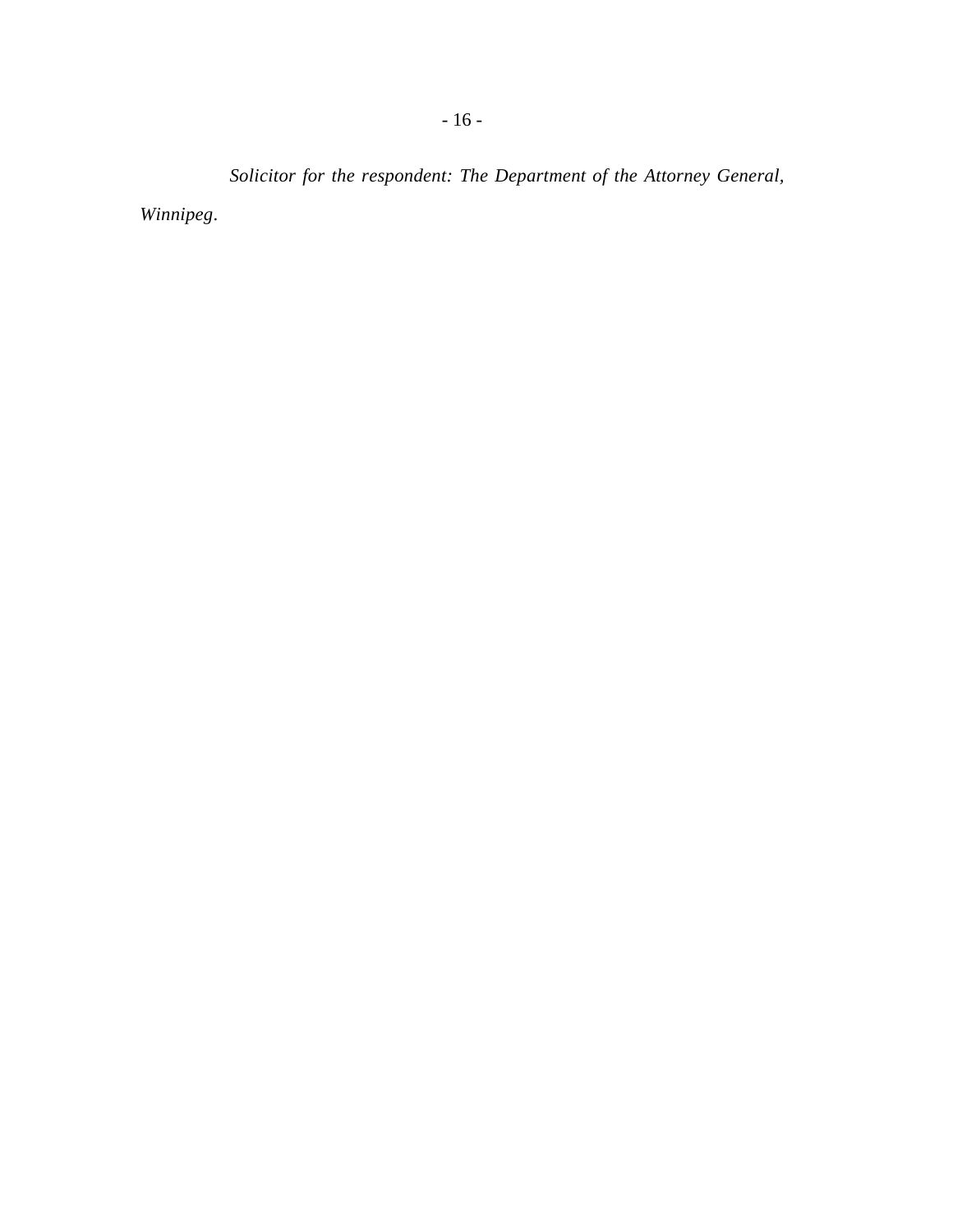*Solicitor for the respondent: The Department of the Attorney General, Winnipeg.*